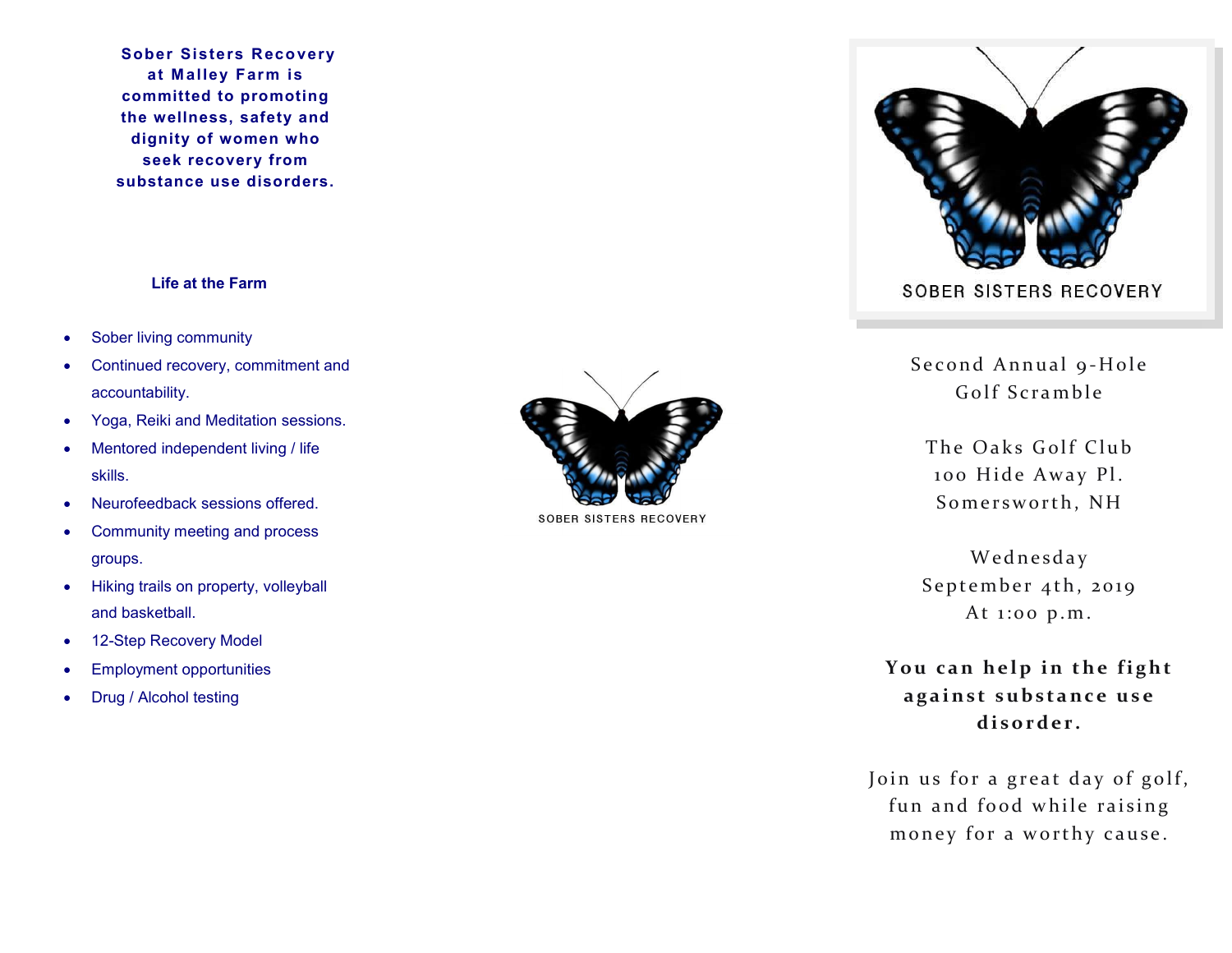**Sober Sisters Recovery at Malley Farm is committed to promoting the wellness, safety and dignity of women who seek recovery from substance use disorders.**

### Life at the Farm

- Sober living community
- Continued recovery, commitment and accountability.
- Yoga, Reiki and Meditation sessions.
- Mentored independent living / life skills.
- Neurofeedback sessions offered.
- Community meeting and process groups.
- Hiking trails on property, volleyball and basketball.
- 12-Step Recovery Model
- Employment opportunities
- Drug / Alcohol testing

SOBER SISTERS RECOVERY

SOBER SISTERS RECOVERY

Second Annual 9-Hole Golf Scramble

The Oaks Golf Club
100 Hide Away Pl.
Somersworth, NH

Wednesday
September 4th, 2019
At 1:00 p.m.

**You can help in the fight against substance use disorder.**

Join us for a great day of golf, fun and food while raising money for a worthy cause.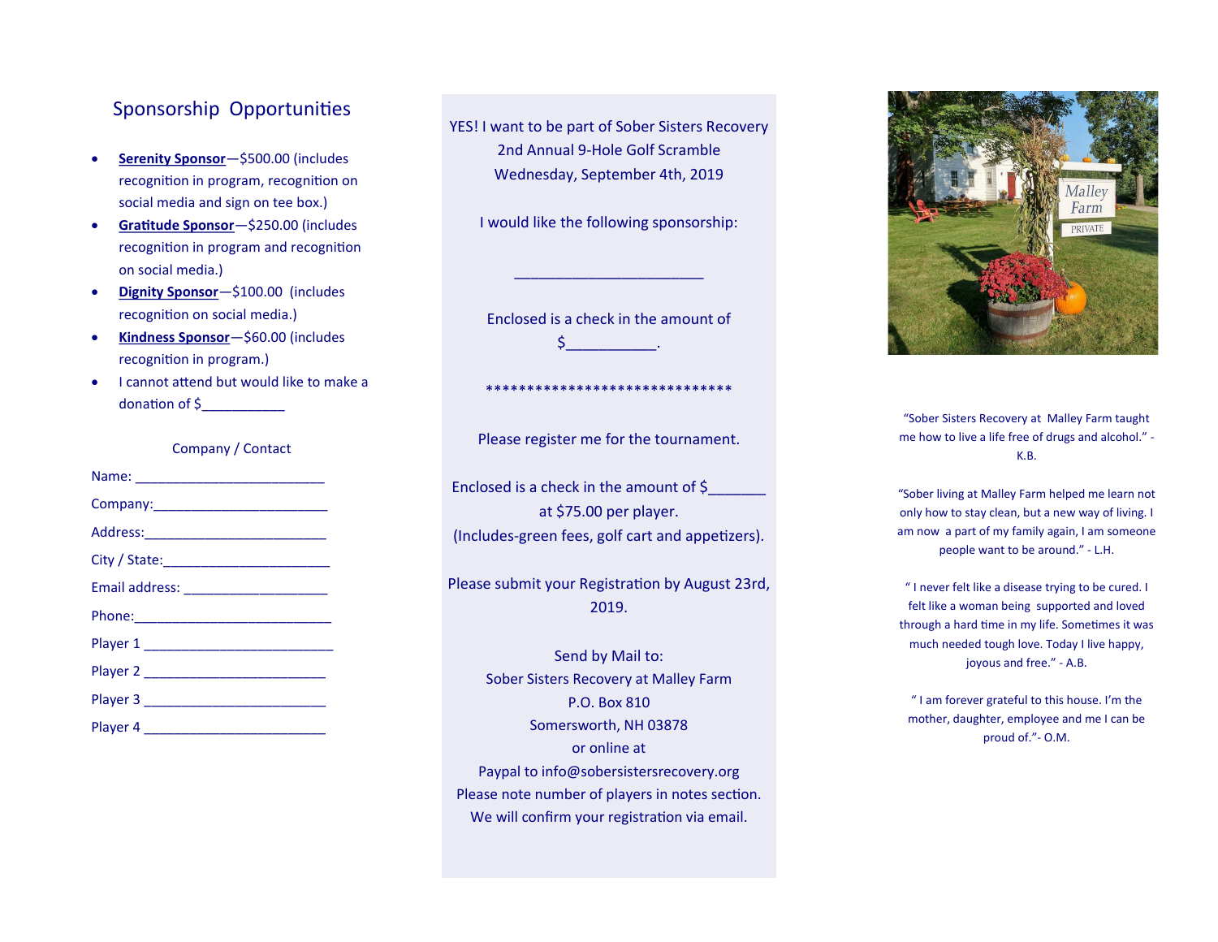## Sponsorship Opportunities

- **Serenity Sponsor**—$500.00 (includes recognition in program, recognition on social media and sign on tee box.)
- **Gratitude Sponsor**—$250.00 (includes recognition in program and recognition on social media.)
- **Dignity Sponsor**—$100.00 (includes recognition on social media.)
- **Kindness Sponsor**—$60.00 (includes recognition in program.)
- I cannot attend but would like to make a donation of $___________

Company / Contact

Name: ________________________

Company:________________________

Address:________________________

City / State:______________________

Email address: ___________________

Phone:___________________________

Player 1 _________________________

Player 2 ________________________

Player 3 ________________________

Player 4 ________________________

YES! I want to be part of Sober Sisters Recovery 2nd Annual 9-Hole Golf Scramble Wednesday, September 4th, 2019

I would like the following sponsorship:

________________________

Enclosed is a check in the amount of $___________.

******************************

Please register me for the tournament.

Enclosed is a check in the amount of $_______ at $75.00 per player.
(Includes-green fees, golf cart and appetizers).

Please submit your Registration by August 23rd, 2019.

Send by Mail to:
Sober Sisters Recovery at Malley Farm
P.O. Box 810
Somersworth, NH 03878
or online at
Paypal to info@sobersistersrecovery.org
Please note number of players in notes section.
We will confirm your registration via email.

"Sober Sisters Recovery at Malley Farm taught me how to live a life free of drugs and alcohol." - K.B.

"Sober living at Malley Farm helped me learn not only how to stay clean, but a new way of living. I am now a part of my family again, I am someone people want to be around." - L.H.

" I never felt like a disease trying to be cured. I felt like a woman being supported and loved through a hard time in my life. Sometimes it was much needed tough love. Today I live happy, joyous and free." - A.B.

" I am forever grateful to this house. I'm the mother, daughter, employee and me I can be proud of."- O.M.